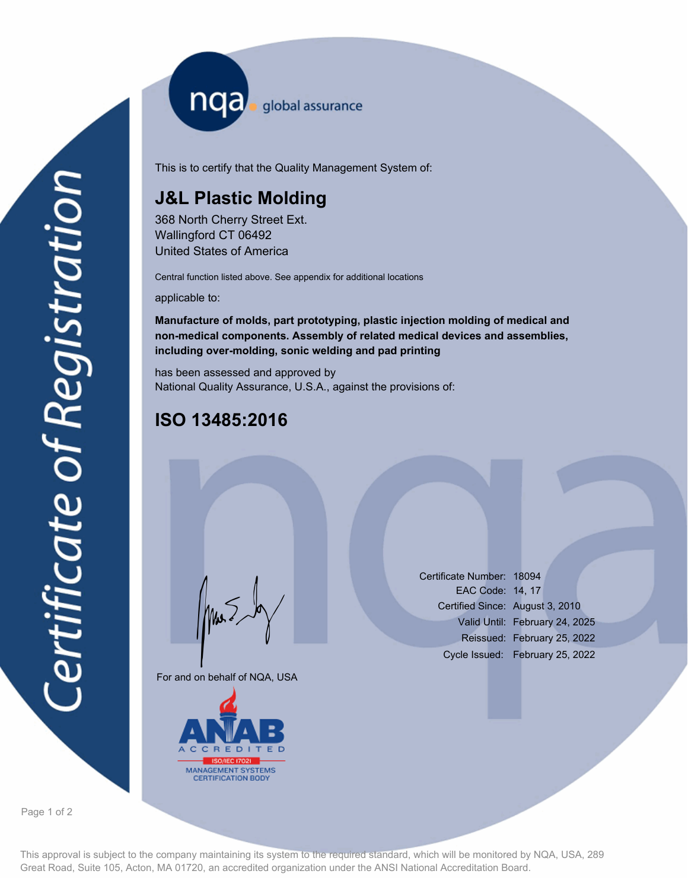nqa global assurance

# Certificate of Registration

This is to certify that the Quality Management System of:

## J&L Plastic Molding

368 North Cherry Street Ext.
Wallingford CT 06492
United States of America

Central function listed above. See appendix for additional locations

applicable to:

**Manufacture of molds, part prototyping, plastic injection molding of medical and non-medical components. Assembly of related medical devices and assemblies, including over-molding, sonic welding and pad printing**

has been assessed and approved by
National Quality Assurance, U.S.A., against the provisions of:

## ISO 13485:2016

For and on behalf of NQA, USA

| | |
|---|---|
| Certificate Number: | 18094 |
| EAC Code: | 14, 17 |
| Certified Since: | August 3, 2010 |
| Valid Until: | February 24, 2025 |
| Reissued: | February 25, 2022 |
| Cycle Issued: | February 25, 2022 |

ANAB ACCREDITED ISO/IEC 17021 MANAGEMENT SYSTEMS CERTIFICATION BODY

This approval is subject to the company maintaining its system to the required standard, which will be monitored by NQA, USA, 289 Great Road, Suite 105, Acton, MA 01720, an accredited organization under the ANSI National Accreditation Board.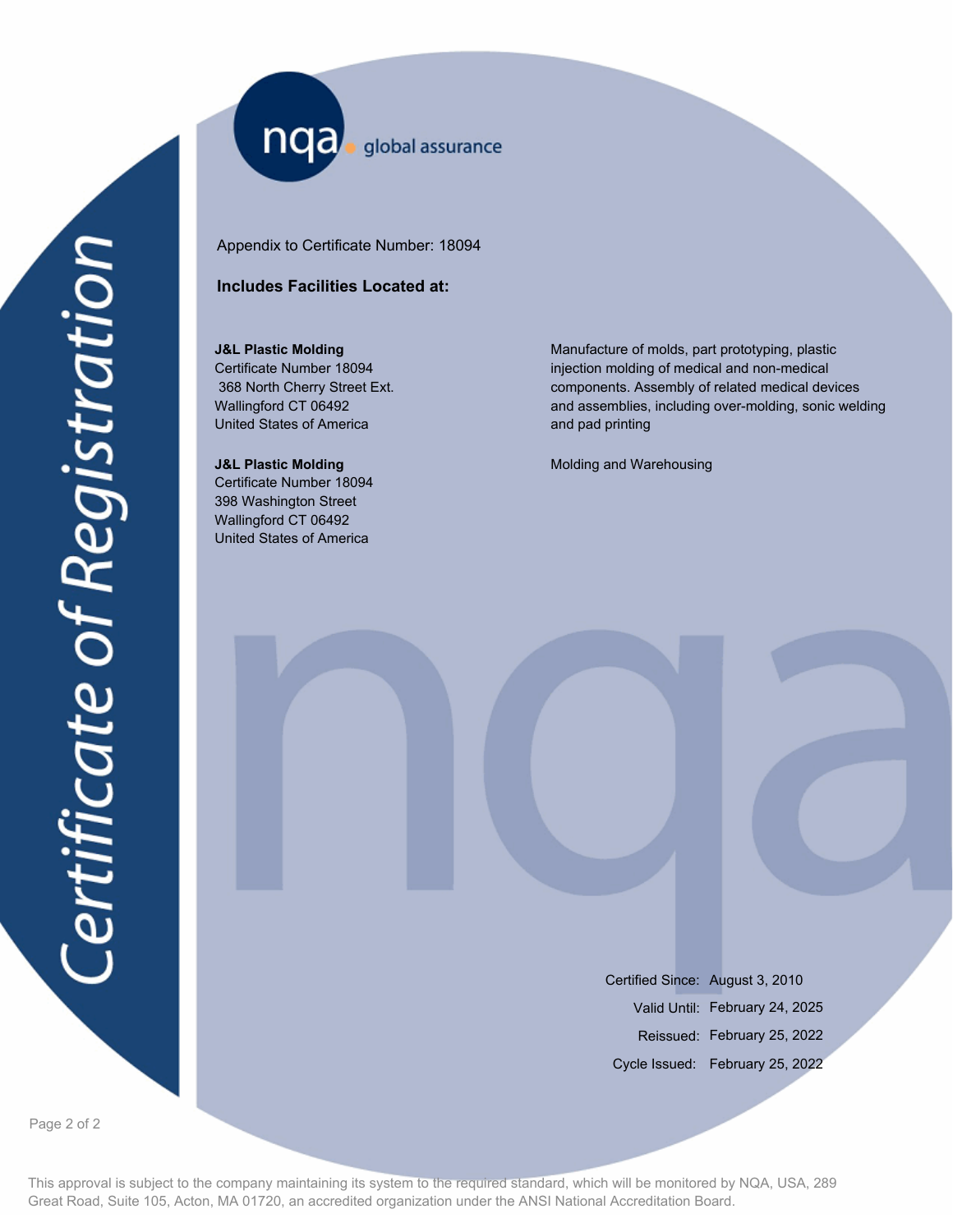nqa global assurance

# Certificate of Registration

Appendix to Certificate Number: 18094

**Includes Facilities Located at:**

| | |
|---|---|
| **J&L Plastic Molding**<br>Certificate Number 18094<br>368 North Cherry Street Ext.<br>Wallingford CT 06492<br>United States of America | Manufacture of molds, part prototyping, plastic injection molding of medical and non-medical components. Assembly of related medical devices and assemblies, including over-molding, sonic welding and pad printing |
| **J&L Plastic Molding**<br>Certificate Number 18094<br>398 Washington Street<br>Wallingford CT 06492<br>United States of America | Molding and Warehousing |

Certified Since: August 3, 2010

Valid Until: February 24, 2025

Reissued: February 25, 2022

Cycle Issued: February 25, 2022

This approval is subject to the company maintaining its system to the required standard, which will be monitored by NQA, USA, 289 Great Road, Suite 105, Acton, MA 01720, an accredited organization under the ANSI National Accreditation Board.